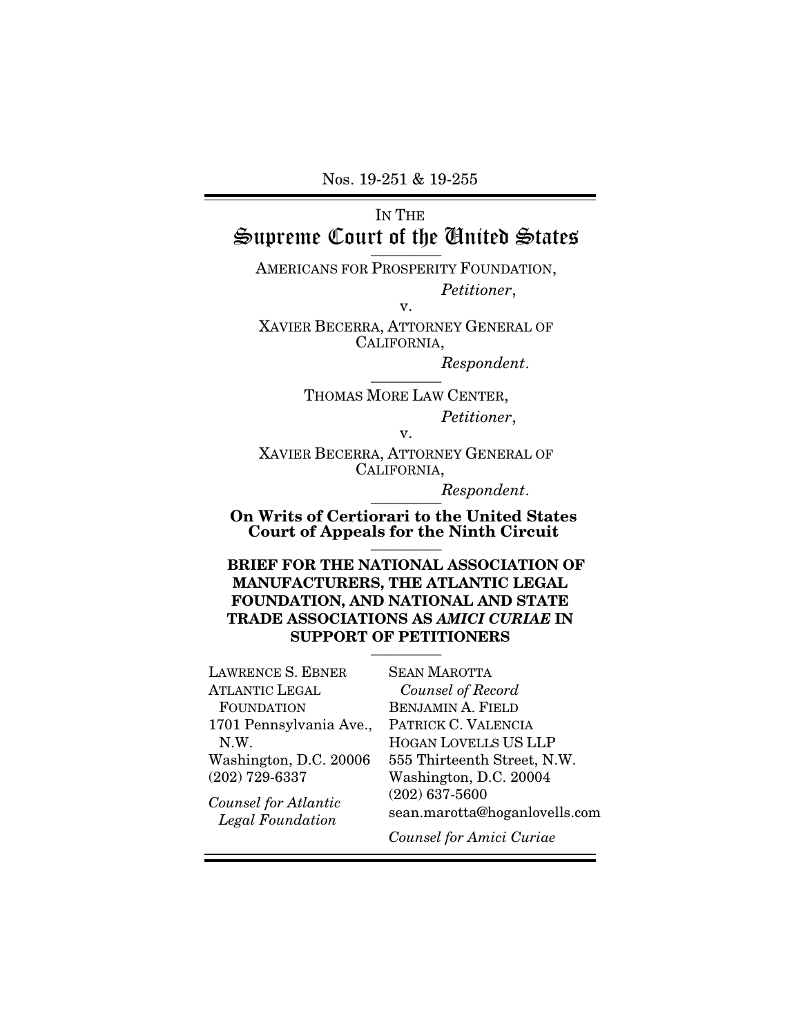Nos. 19-251 & 19-255

IN THE
# Supreme Court of the United States

---

AMERICANS FOR PROSPERITY FOUNDATION,
*Petitioner*,

v.

XAVIER BECERRA, ATTORNEY GENERAL OF CALIFORNIA,
*Respondent*.

---

THOMAS MORE LAW CENTER,
*Petitioner*,

v.

XAVIER BECERRA, ATTORNEY GENERAL OF CALIFORNIA,
*Respondent*.

---

**On Writs of Certiorari to the United States Court of Appeals for the Ninth Circuit**

---

**BRIEF FOR THE NATIONAL ASSOCIATION OF MANUFACTURERS, THE ATLANTIC LEGAL FOUNDATION, AND NATIONAL AND STATE TRADE ASSOCIATIONS AS *AMICI CURIAE* IN SUPPORT OF PETITIONERS**

---

LAWRENCE S. EBNER
ATLANTIC LEGAL FOUNDATION
1701 Pennsylvania Ave., N.W.
Washington, D.C. 20006
(202) 729-6337

*Counsel for Atlantic Legal Foundation*

SEAN MAROTTA
*Counsel of Record*
BENJAMIN A. FIELD
PATRICK C. VALENCIA
HOGAN LOVELLS US LLP
555 Thirteenth Street, N.W.
Washington, D.C. 20004
(202) 637-5600
sean.marotta@hoganlovells.com

*Counsel for Amici Curiae*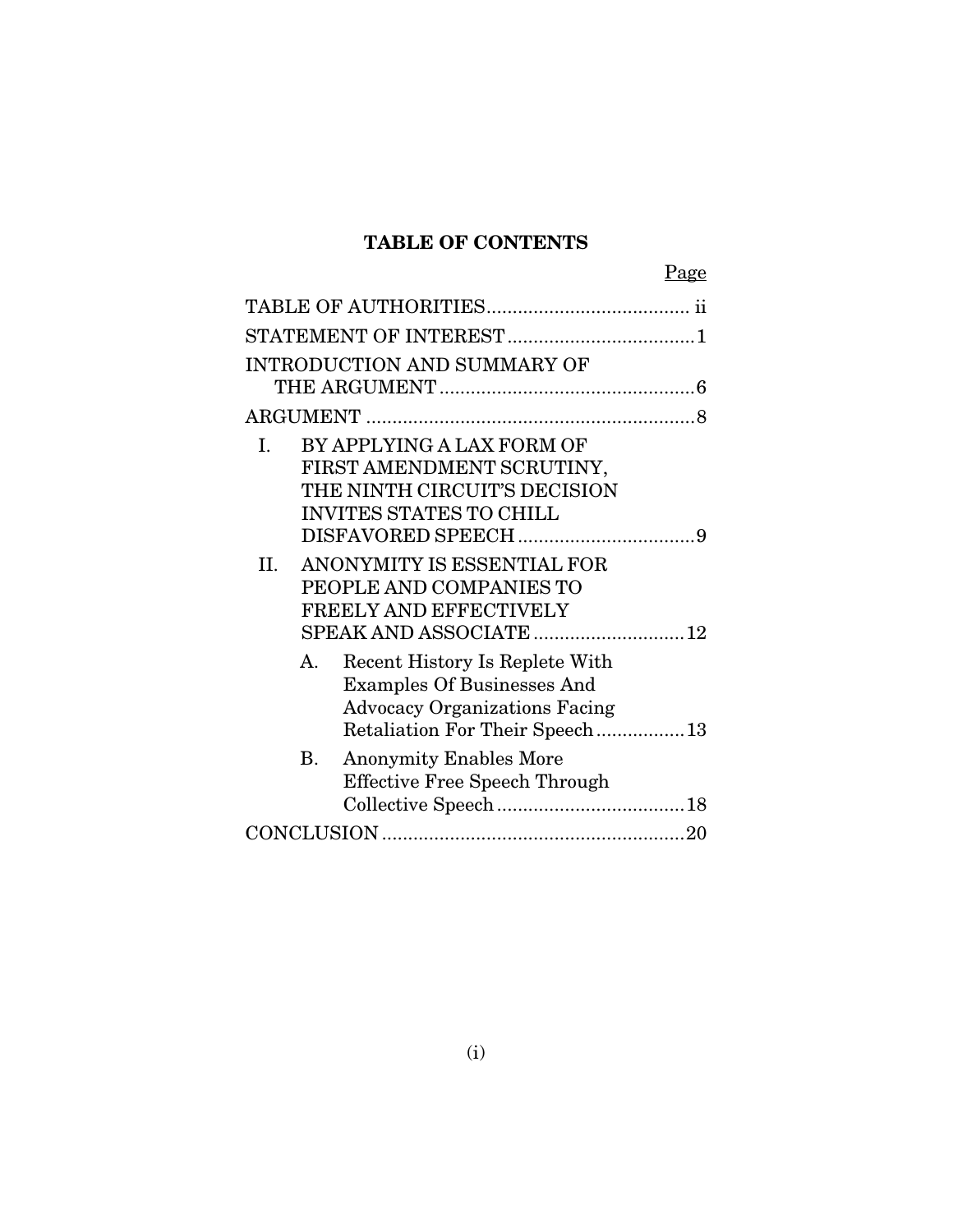# TABLE OF CONTENTS

| | Page |
|---|---|
| TABLE OF AUTHORITIES | ii |
| STATEMENT OF INTEREST | 1 |
| INTRODUCTION AND SUMMARY OF THE ARGUMENT | 6 |
| ARGUMENT | 8 |
| I. BY APPLYING A LAX FORM OF FIRST AMENDMENT SCRUTINY, THE NINTH CIRCUIT'S DECISION INVITES STATES TO CHILL DISFAVORED SPEECH | 9 |
| II. ANONYMITY IS ESSENTIAL FOR PEOPLE AND COMPANIES TO FREELY AND EFFECTIVELY SPEAK AND ASSOCIATE | 12 |
| A. Recent History Is Replete With Examples Of Businesses And Advocacy Organizations Facing Retaliation For Their Speech | 13 |
| B. Anonymity Enables More Effective Free Speech Through Collective Speech | 18 |
| CONCLUSION | 20 |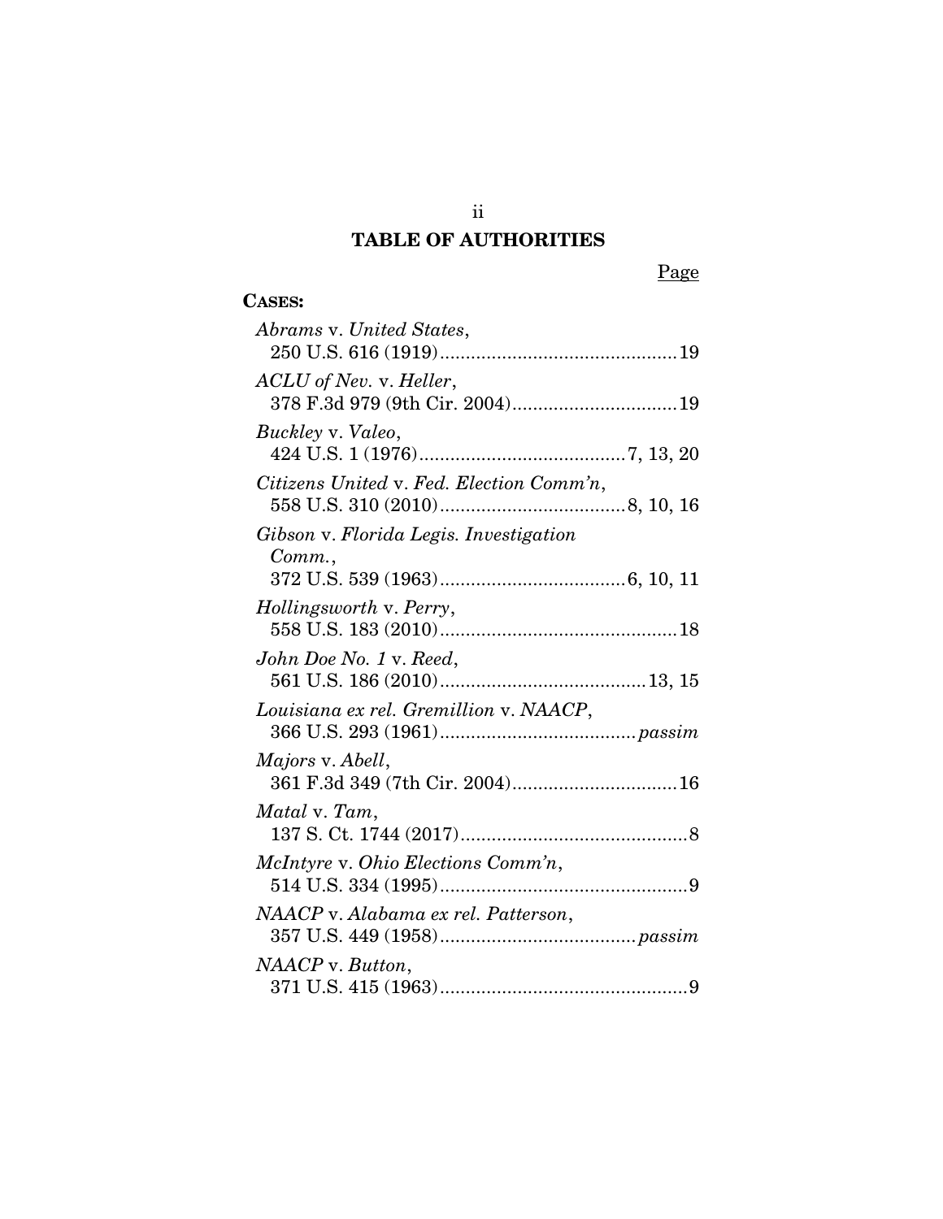# TABLE OF AUTHORITIES

Page

**CASES:**

*Abrams* v. *United States*,
250 U.S. 616 (1919) .......................................... 19

*ACLU of Nev.* v. *Heller*,
378 F.3d 979 (9th Cir. 2004) ............................. 19

*Buckley* v. *Valeo*,
424 U.S. 1 (1976) ..................................... 7, 13, 20

*Citizens United* v. *Fed. Election Comm'n*,
558 U.S. 310 (2010) ................................. 8, 10, 16

*Gibson* v. *Florida Legis. Investigation Comm.*,
372 U.S. 539 (1963) ................................. 6, 10, 11

*Hollingsworth* v. *Perry*,
558 U.S. 183 (2010) .......................................... 18

*John Doe No. 1* v. *Reed*,
561 U.S. 186 (2010) ..................................... 13, 15

*Louisiana ex rel. Gremillion* v. *NAACP*,
366 U.S. 293 (1961) ................................... *passim*

*Majors* v. *Abell*,
361 F.3d 349 (7th Cir. 2004) ............................. 16

*Matal* v. *Tam*,
137 S. Ct. 1744 (2017) ......................................... 8

*McIntyre* v. *Ohio Elections Comm'n*,
514 U.S. 334 (1995) ............................................. 9

*NAACP* v. *Alabama ex rel. Patterson*,
357 U.S. 449 (1958) ................................... *passim*

*NAACP* v. *Button*,
371 U.S. 415 (1963) ............................................. 9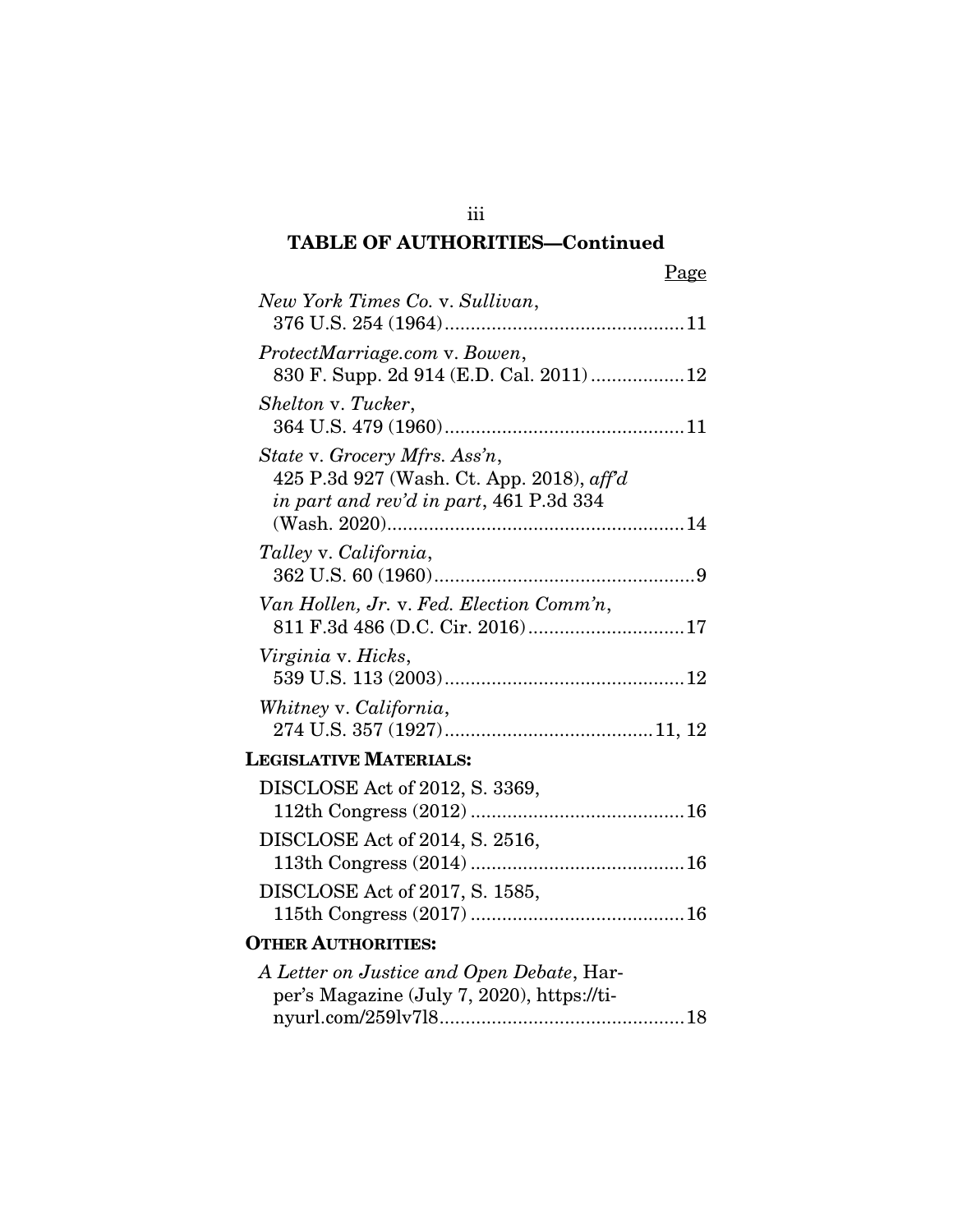## TABLE OF AUTHORITIES—Continued

Page

*New York Times Co.* v. *Sullivan*,
376 U.S. 254 (1964)............................................11

*ProtectMarriage.com* v. *Bowen*,
830 F. Supp. 2d 914 (E.D. Cal. 2011)..................12

*Shelton* v. *Tucker*,
364 U.S. 479 (1960)............................................11

*State* v. *Grocery Mfrs. Ass'n*,
425 P.3d 927 (Wash. Ct. App. 2018), *aff'd in part and rev'd in part*, 461 P.3d 334 (Wash. 2020)........................................................14

*Talley* v. *California*,
362 U.S. 60 (1960)..................................................9

*Van Hollen, Jr.* v. *Fed. Election Comm'n*,
811 F.3d 486 (D.C. Cir. 2016)..............................17

*Virginia* v. *Hicks*,
539 U.S. 113 (2003)............................................12

*Whitney* v. *California*,
274 U.S. 357 (1927)......................................11, 12

**LEGISLATIVE MATERIALS:**

DISCLOSE Act of 2012, S. 3369,
112th Congress (2012).........................................16

DISCLOSE Act of 2014, S. 2516,
113th Congress (2014).........................................16

DISCLOSE Act of 2017, S. 1585,
115th Congress (2017).........................................16

**OTHER AUTHORITIES:**

*A Letter on Justice and Open Debate*, Harper's Magazine (July 7, 2020), https://tinyurl.com/259lv7l8...............................................18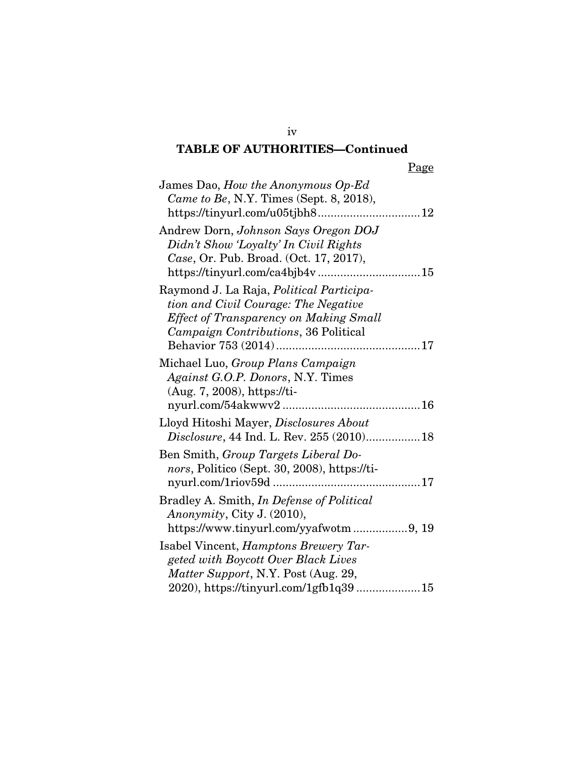## TABLE OF AUTHORITIES—Continued

Page

James Dao, *How the Anonymous Op-Ed Came to Be*, N.Y. Times (Sept. 8, 2018), https://tinyurl.com/u05tjbh8 ................................ 12

Andrew Dorn, *Johnson Says Oregon DOJ Didn't Show 'Loyalty' In Civil Rights Case*, Or. Pub. Broad. (Oct. 17, 2017), https://tinyurl.com/ca4bjb4v ................................ 15

Raymond J. La Raja, *Political Participation and Civil Courage: The Negative Effect of Transparency on Making Small Campaign Contributions*, 36 Political Behavior 753 (2014) ............................................ 17

Michael Luo, *Group Plans Campaign Against G.O.P. Donors*, N.Y. Times (Aug. 7, 2008), https://tinyurl.com/54akwwv2 .......................................... 16

Lloyd Hitoshi Mayer, *Disclosures About Disclosure*, 44 Ind. L. Rev. 255 (2010)................. 18

Ben Smith, *Group Targets Liberal Donors*, Politico (Sept. 30, 2008), https://tinyurl.com/1riov59d ............................................. 17

Bradley A. Smith, *In Defense of Political Anonymity*, City J. (2010), https://www.tinyurl.com/yyafwotm ................. 9, 19

Isabel Vincent, *Hamptons Brewery Targeted with Boycott Over Black Lives Matter Support*, N.Y. Post (Aug. 29, 2020), https://tinyurl.com/1gfb1q39 .................... 15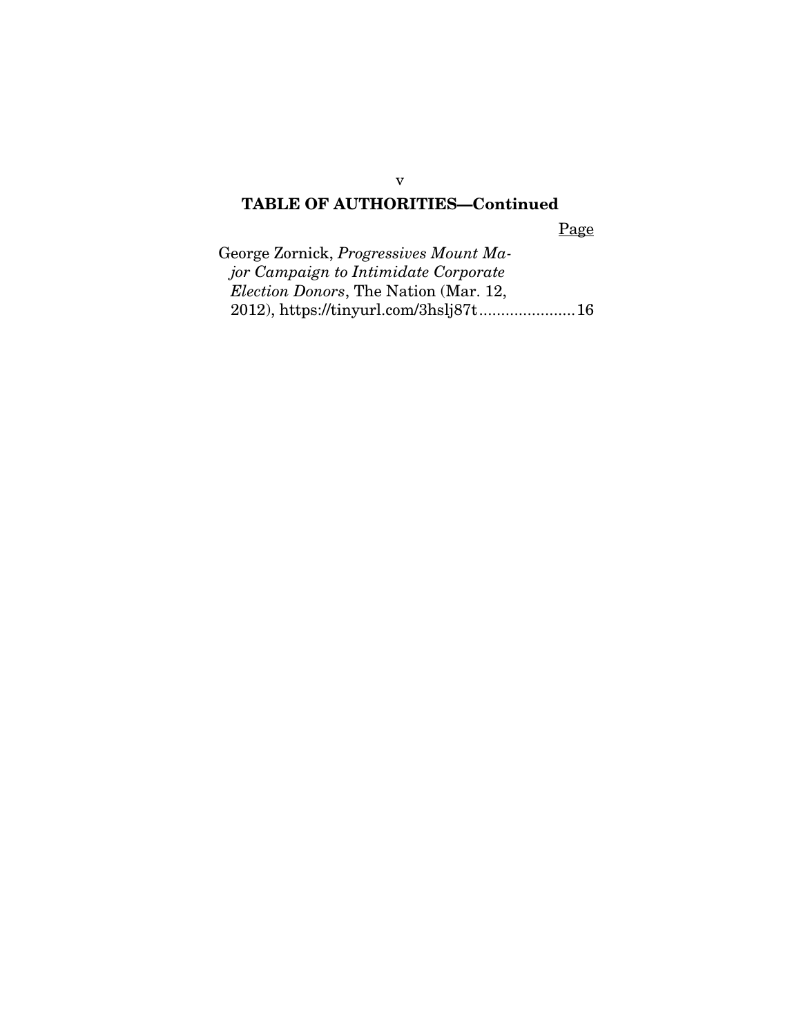## TABLE OF AUTHORITIES—Continued

Page

George Zornick, *Progressives Mount Major Campaign to Intimidate Corporate Election Donors*, The Nation (Mar. 12, 2012), https://tinyurl.com/3hslj87t......................16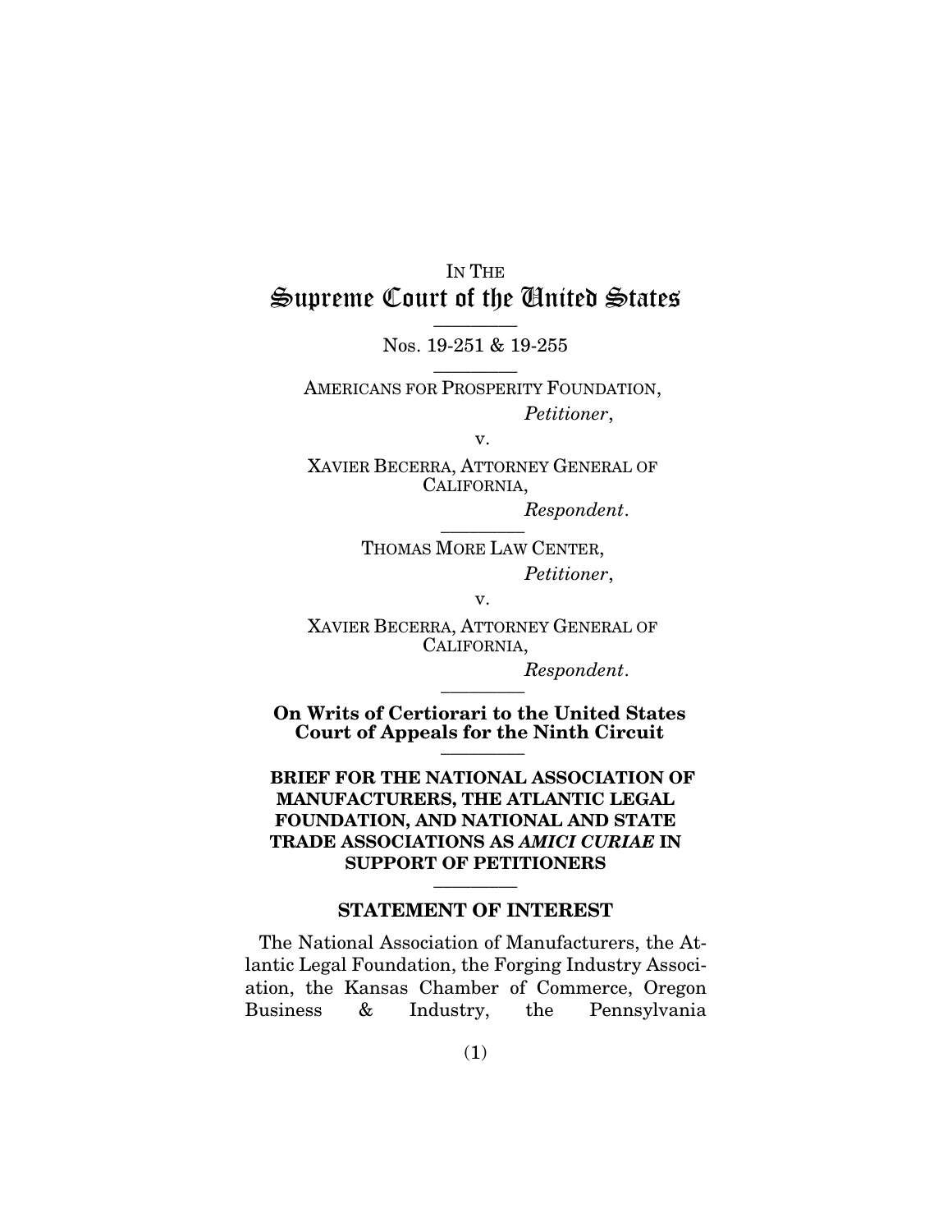IN THE

# Supreme Court of the United States

---

Nos. 19-251 & 19-255

---

AMERICANS FOR PROSPERITY FOUNDATION,
*Petitioner*,

v.

XAVIER BECERRA, ATTORNEY GENERAL OF CALIFORNIA,
*Respondent*.

---

THOMAS MORE LAW CENTER,
*Petitioner*,

v.

XAVIER BECERRA, ATTORNEY GENERAL OF CALIFORNIA,
*Respondent*.

---

**On Writs of Certiorari to the United States Court of Appeals for the Ninth Circuit**

---

**BRIEF FOR THE NATIONAL ASSOCIATION OF MANUFACTURERS, THE ATLANTIC LEGAL FOUNDATION, AND NATIONAL AND STATE TRADE ASSOCIATIONS AS *AMICI CURIAE* IN SUPPORT OF PETITIONERS**

---

## STATEMENT OF INTEREST

The National Association of Manufacturers, the Atlantic Legal Foundation, the Forging Industry Association, the Kansas Chamber of Commerce, Oregon Business & Industry, the Pennsylvania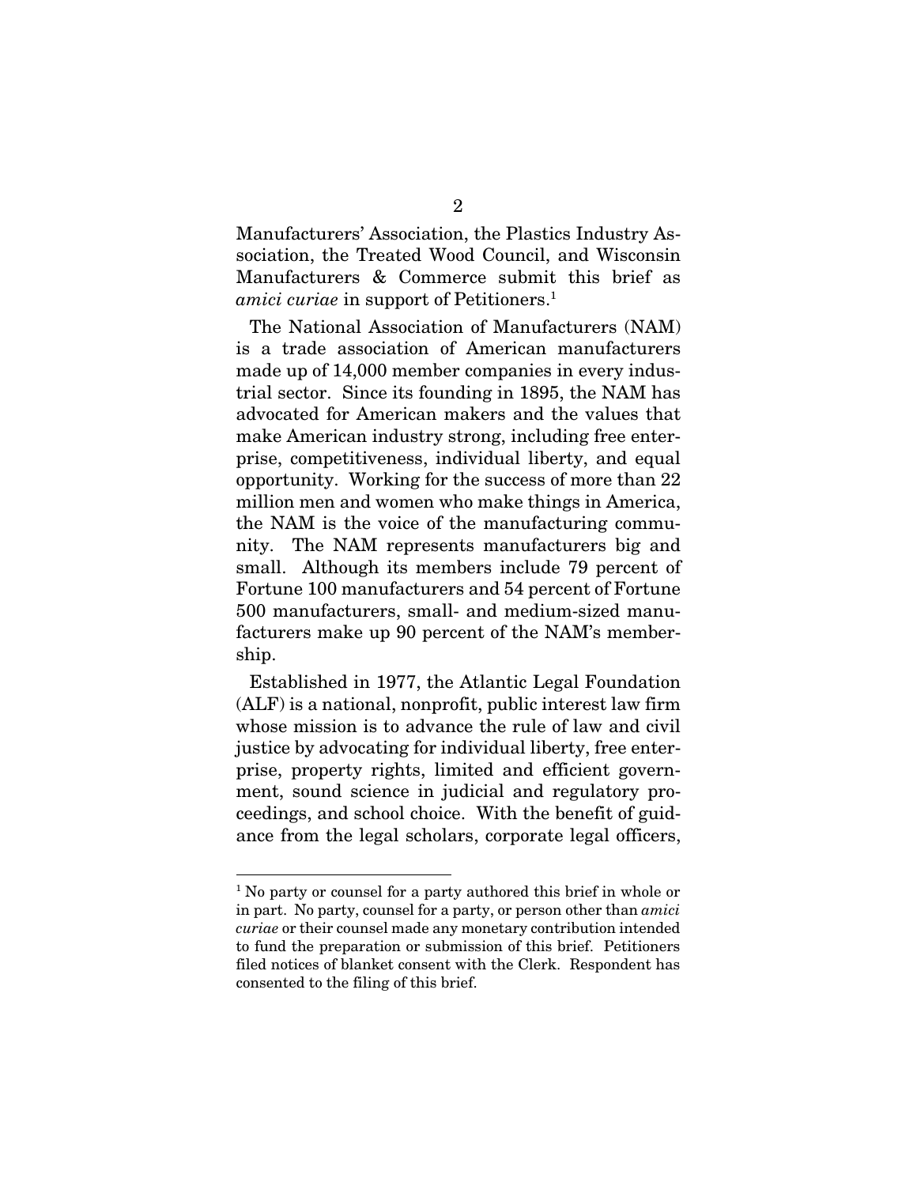Manufacturers' Association, the Plastics Industry Association, the Treated Wood Council, and Wisconsin Manufacturers & Commerce submit this brief as *amici curiae* in support of Petitioners.[1]

The National Association of Manufacturers (NAM) is a trade association of American manufacturers made up of 14,000 member companies in every industrial sector. Since its founding in 1895, the NAM has advocated for American makers and the values that make American industry strong, including free enterprise, competitiveness, individual liberty, and equal opportunity. Working for the success of more than 22 million men and women who make things in America, the NAM is the voice of the manufacturing community. The NAM represents manufacturers big and small. Although its members include 79 percent of Fortune 100 manufacturers and 54 percent of Fortune 500 manufacturers, small- and medium-sized manufacturers make up 90 percent of the NAM's membership.

Established in 1977, the Atlantic Legal Foundation (ALF) is a national, nonprofit, public interest law firm whose mission is to advance the rule of law and civil justice by advocating for individual liberty, free enterprise, property rights, limited and efficient government, sound science in judicial and regulatory proceedings, and school choice. With the benefit of guidance from the legal scholars, corporate legal officers,

[1] No party or counsel for a party authored this brief in whole or in part. No party, counsel for a party, or person other than *amici curiae* or their counsel made any monetary contribution intended to fund the preparation or submission of this brief. Petitioners filed notices of blanket consent with the Clerk. Respondent has consented to the filing of this brief.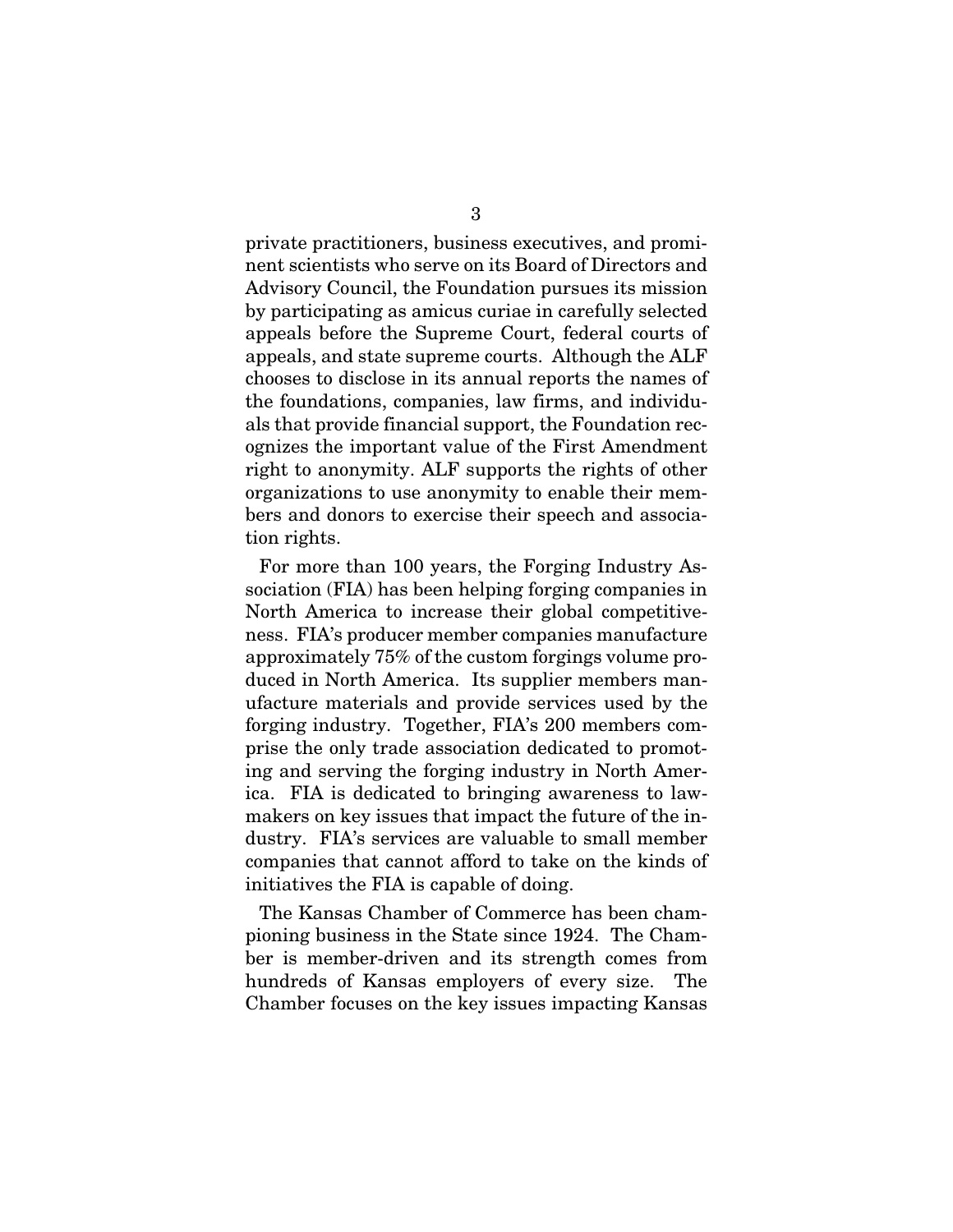private practitioners, business executives, and prominent scientists who serve on its Board of Directors and Advisory Council, the Foundation pursues its mission by participating as amicus curiae in carefully selected appeals before the Supreme Court, federal courts of appeals, and state supreme courts. Although the ALF chooses to disclose in its annual reports the names of the foundations, companies, law firms, and individuals that provide financial support, the Foundation recognizes the important value of the First Amendment right to anonymity. ALF supports the rights of other organizations to use anonymity to enable their members and donors to exercise their speech and association rights.

For more than 100 years, the Forging Industry Association (FIA) has been helping forging companies in North America to increase their global competitiveness. FIA's producer member companies manufacture approximately 75% of the custom forgings volume produced in North America. Its supplier members manufacture materials and provide services used by the forging industry. Together, FIA's 200 members comprise the only trade association dedicated to promoting and serving the forging industry in North America. FIA is dedicated to bringing awareness to lawmakers on key issues that impact the future of the industry. FIA's services are valuable to small member companies that cannot afford to take on the kinds of initiatives the FIA is capable of doing.

The Kansas Chamber of Commerce has been championing business in the State since 1924. The Chamber is member-driven and its strength comes from hundreds of Kansas employers of every size. The Chamber focuses on the key issues impacting Kansas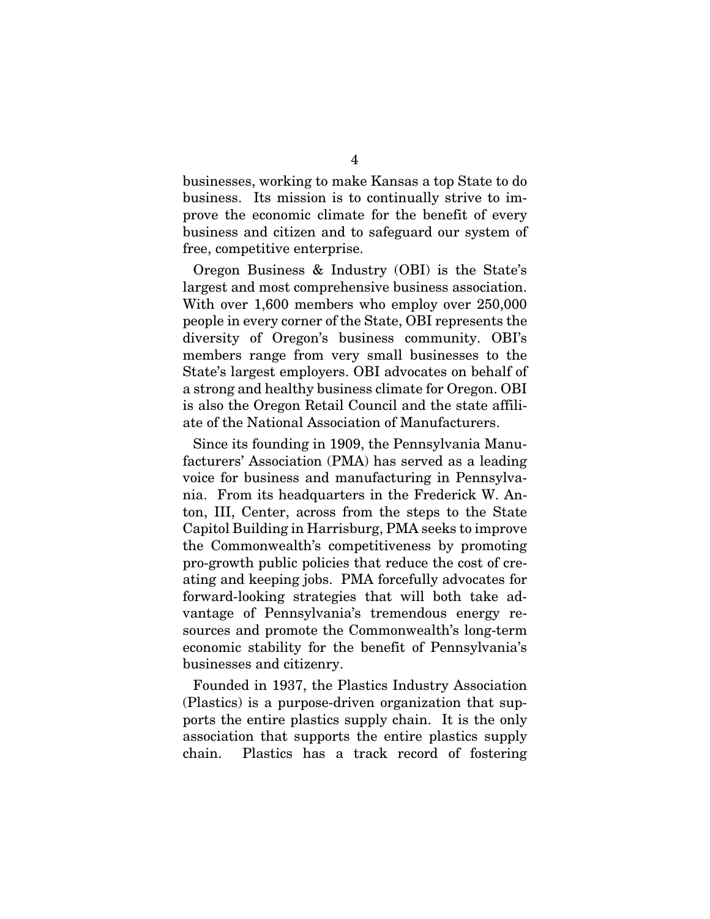businesses, working to make Kansas a top State to do business. Its mission is to continually strive to improve the economic climate for the benefit of every business and citizen and to safeguard our system of free, competitive enterprise.

Oregon Business & Industry (OBI) is the State's largest and most comprehensive business association. With over 1,600 members who employ over 250,000 people in every corner of the State, OBI represents the diversity of Oregon's business community. OBI's members range from very small businesses to the State's largest employers. OBI advocates on behalf of a strong and healthy business climate for Oregon. OBI is also the Oregon Retail Council and the state affiliate of the National Association of Manufacturers.

Since its founding in 1909, the Pennsylvania Manufacturers' Association (PMA) has served as a leading voice for business and manufacturing in Pennsylvania. From its headquarters in the Frederick W. Anton, III, Center, across from the steps to the State Capitol Building in Harrisburg, PMA seeks to improve the Commonwealth's competitiveness by promoting pro-growth public policies that reduce the cost of creating and keeping jobs. PMA forcefully advocates for forward-looking strategies that will both take advantage of Pennsylvania's tremendous energy resources and promote the Commonwealth's long-term economic stability for the benefit of Pennsylvania's businesses and citizenry.

Founded in 1937, the Plastics Industry Association (Plastics) is a purpose-driven organization that supports the entire plastics supply chain. It is the only association that supports the entire plastics supply chain. Plastics has a track record of fostering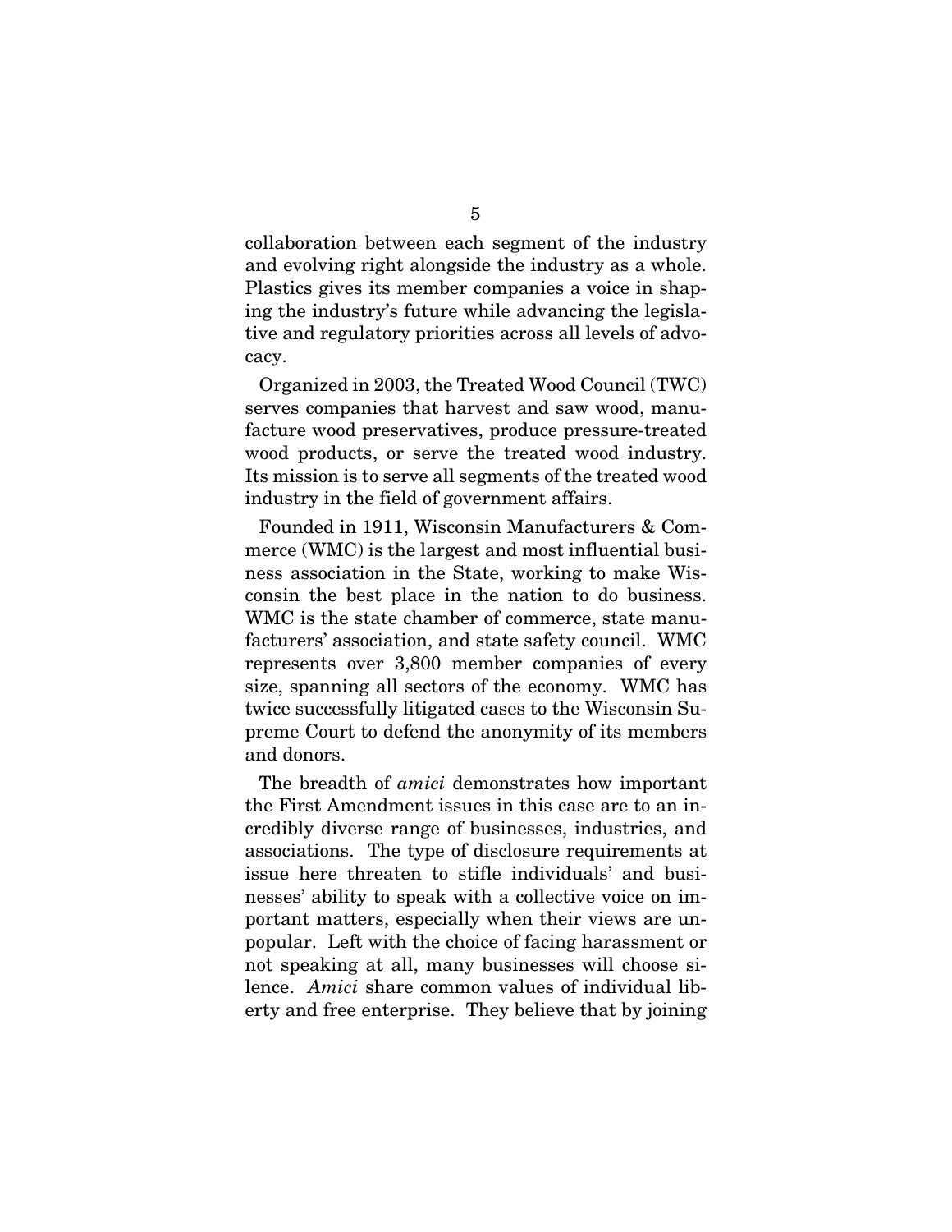collaboration between each segment of the industry and evolving right alongside the industry as a whole. Plastics gives its member companies a voice in shaping the industry's future while advancing the legislative and regulatory priorities across all levels of advocacy.

Organized in 2003, the Treated Wood Council (TWC) serves companies that harvest and saw wood, manufacture wood preservatives, produce pressure-treated wood products, or serve the treated wood industry. Its mission is to serve all segments of the treated wood industry in the field of government affairs.

Founded in 1911, Wisconsin Manufacturers & Commerce (WMC) is the largest and most influential business association in the State, working to make Wisconsin the best place in the nation to do business. WMC is the state chamber of commerce, state manufacturers' association, and state safety council. WMC represents over 3,800 member companies of every size, spanning all sectors of the economy. WMC has twice successfully litigated cases to the Wisconsin Supreme Court to defend the anonymity of its members and donors.

The breadth of *amici* demonstrates how important the First Amendment issues in this case are to an incredibly diverse range of businesses, industries, and associations. The type of disclosure requirements at issue here threaten to stifle individuals' and businesses' ability to speak with a collective voice on important matters, especially when their views are unpopular. Left with the choice of facing harassment or not speaking at all, many businesses will choose silence. *Amici* share common values of individual liberty and free enterprise. They believe that by joining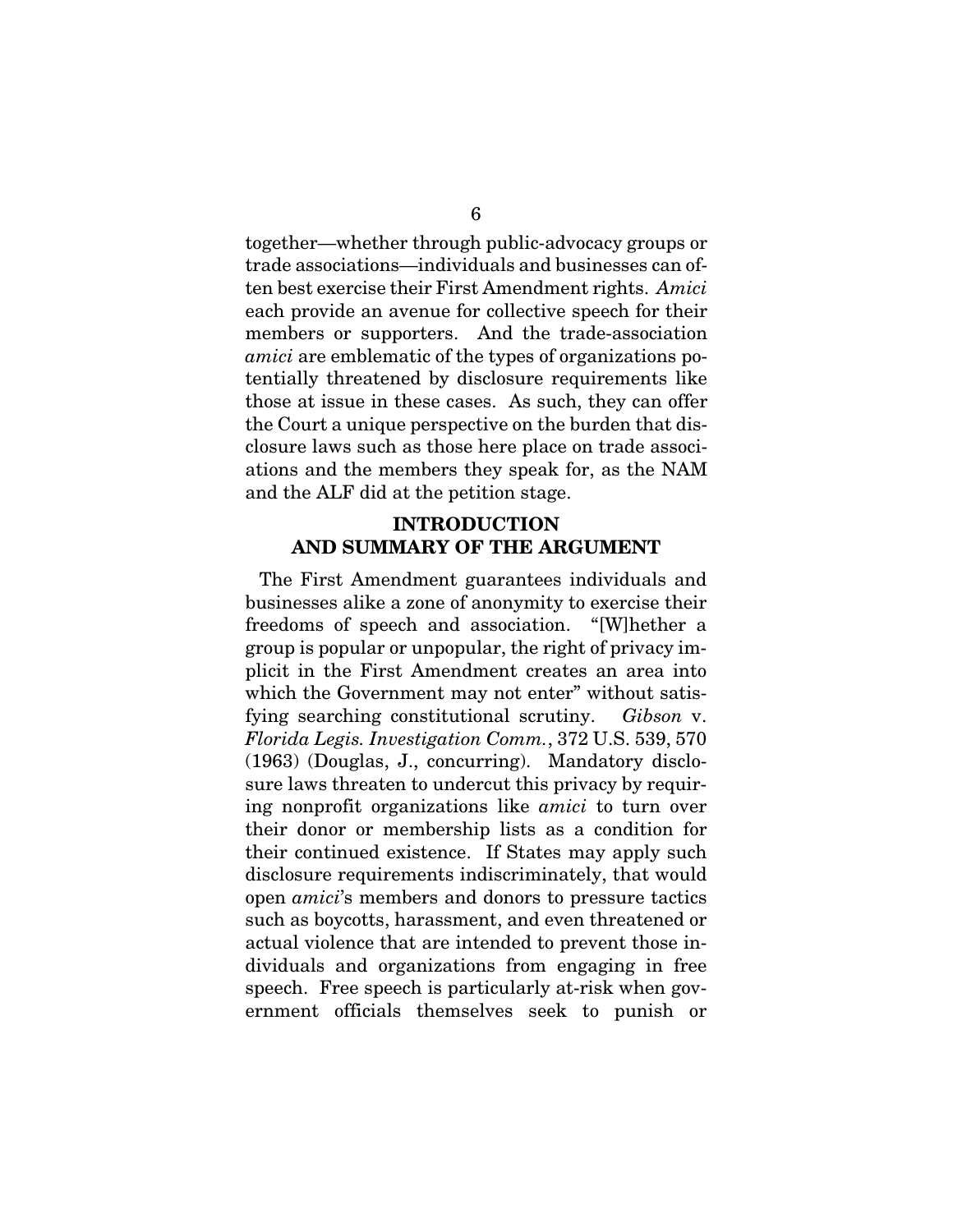together—whether through public-advocacy groups or trade associations—individuals and businesses can often best exercise their First Amendment rights. *Amici* each provide an avenue for collective speech for their members or supporters. And the trade-association *amici* are emblematic of the types of organizations potentially threatened by disclosure requirements like those at issue in these cases. As such, they can offer the Court a unique perspective on the burden that disclosure laws such as those here place on trade associations and the members they speak for, as the NAM and the ALF did at the petition stage.

## INTRODUCTION AND SUMMARY OF THE ARGUMENT

The First Amendment guarantees individuals and businesses alike a zone of anonymity to exercise their freedoms of speech and association. "[W]hether a group is popular or unpopular, the right of privacy implicit in the First Amendment creates an area into which the Government may not enter" without satisfying searching constitutional scrutiny. *Gibson* v. *Florida Legis. Investigation Comm.*, 372 U.S. 539, 570 (1963) (Douglas, J., concurring). Mandatory disclosure laws threaten to undercut this privacy by requiring nonprofit organizations like *amici* to turn over their donor or membership lists as a condition for their continued existence. If States may apply such disclosure requirements indiscriminately, that would open *amici*'s members and donors to pressure tactics such as boycotts, harassment, and even threatened or actual violence that are intended to prevent those individuals and organizations from engaging in free speech. Free speech is particularly at-risk when government officials themselves seek to punish or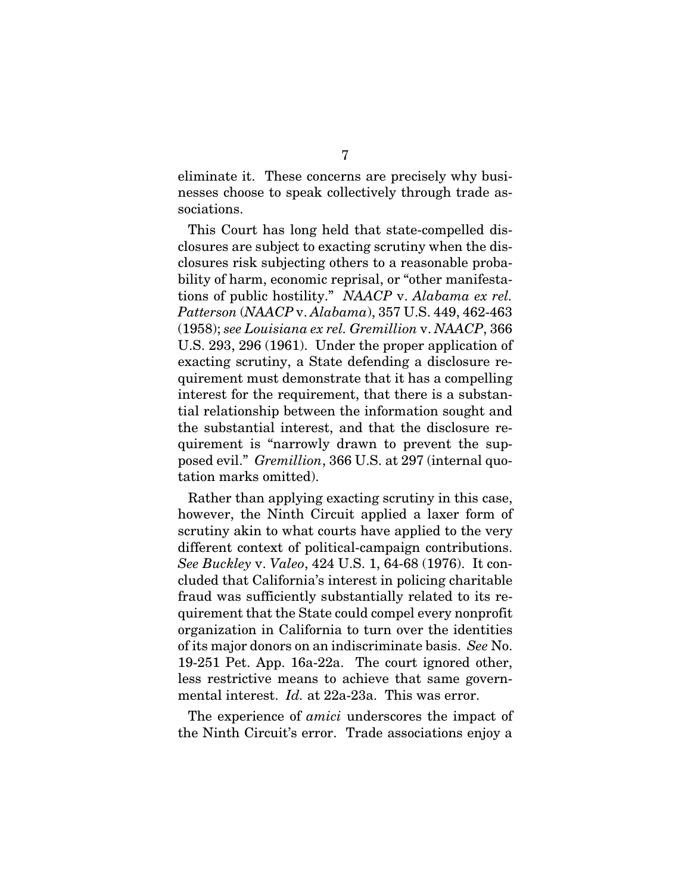eliminate it. These concerns are precisely why businesses choose to speak collectively through trade associations.

This Court has long held that state-compelled disclosures are subject to exacting scrutiny when the disclosures risk subjecting others to a reasonable probability of harm, economic reprisal, or "other manifestations of public hostility." *NAACP* v. *Alabama ex rel. Patterson* (*NAACP* v. *Alabama*), 357 U.S. 449, 462-463 (1958); *see Louisiana ex rel. Gremillion* v. *NAACP*, 366 U.S. 293, 296 (1961). Under the proper application of exacting scrutiny, a State defending a disclosure requirement must demonstrate that it has a compelling interest for the requirement, that there is a substantial relationship between the information sought and the substantial interest, and that the disclosure requirement is "narrowly drawn to prevent the supposed evil." *Gremillion*, 366 U.S. at 297 (internal quotation marks omitted).

Rather than applying exacting scrutiny in this case, however, the Ninth Circuit applied a laxer form of scrutiny akin to what courts have applied to the very different context of political-campaign contributions. *See Buckley* v. *Valeo*, 424 U.S. 1, 64-68 (1976). It concluded that California's interest in policing charitable fraud was sufficiently substantially related to its requirement that the State could compel every nonprofit organization in California to turn over the identities of its major donors on an indiscriminate basis. *See* No. 19-251 Pet. App. 16a-22a. The court ignored other, less restrictive means to achieve that same governmental interest. *Id.* at 22a-23a. This was error.

The experience of *amici* underscores the impact of the Ninth Circuit's error. Trade associations enjoy a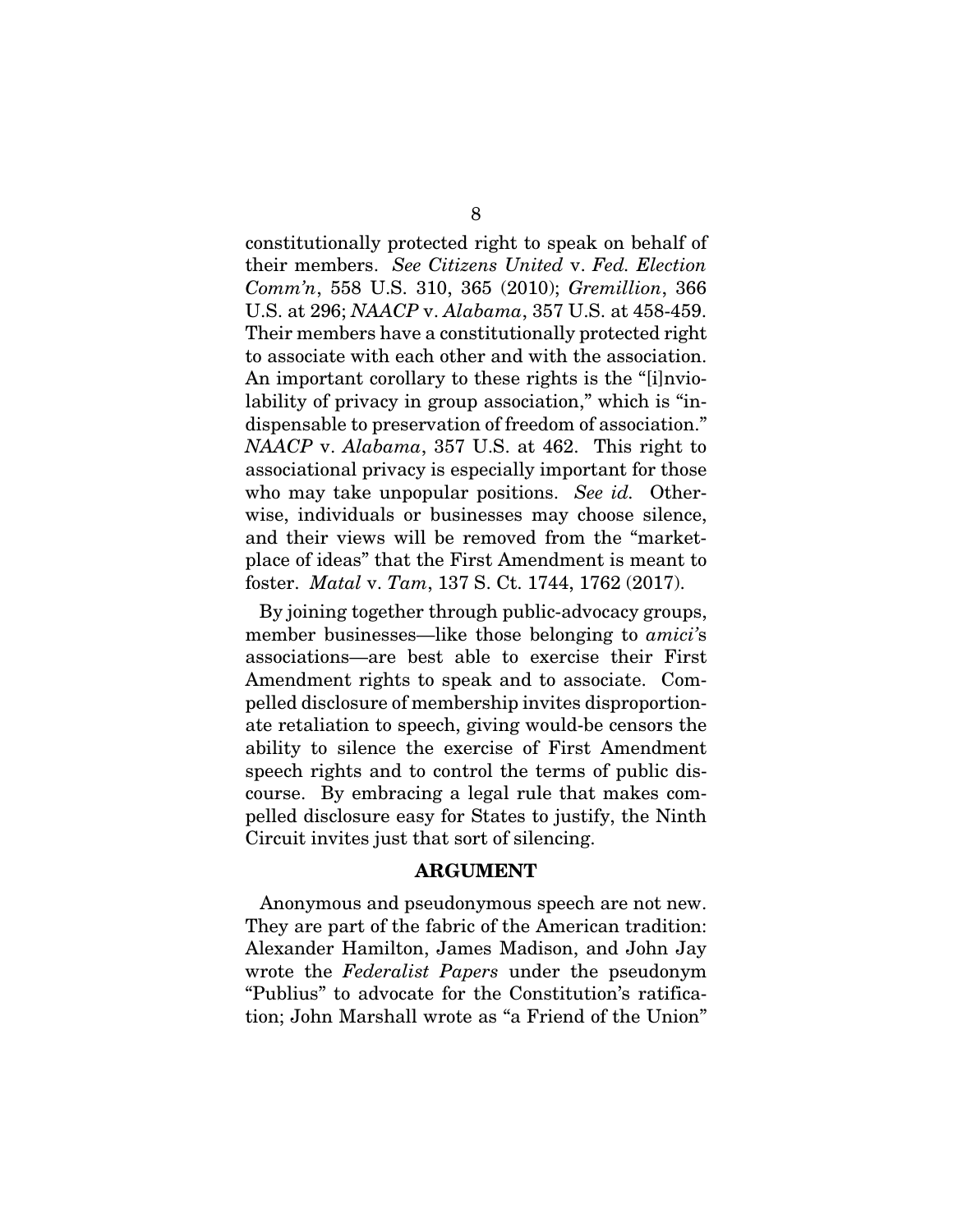constitutionally protected right to speak on behalf of their members. *See Citizens United* v. *Fed. Election Comm'n*, 558 U.S. 310, 365 (2010); *Gremillion*, 366 U.S. at 296; *NAACP* v. *Alabama*, 357 U.S. at 458-459. Their members have a constitutionally protected right to associate with each other and with the association. An important corollary to these rights is the "[i]nviolability of privacy in group association," which is "indispensable to preservation of freedom of association." *NAACP* v. *Alabama*, 357 U.S. at 462. This right to associational privacy is especially important for those who may take unpopular positions. *See id.* Otherwise, individuals or businesses may choose silence, and their views will be removed from the "marketplace of ideas" that the First Amendment is meant to foster. *Matal* v. *Tam*, 137 S. Ct. 1744, 1762 (2017).

By joining together through public-advocacy groups, member businesses—like those belonging to *amici's* associations—are best able to exercise their First Amendment rights to speak and to associate. Compelled disclosure of membership invites disproportionate retaliation to speech, giving would-be censors the ability to silence the exercise of First Amendment speech rights and to control the terms of public discourse. By embracing a legal rule that makes compelled disclosure easy for States to justify, the Ninth Circuit invites just that sort of silencing.

## ARGUMENT

Anonymous and pseudonymous speech are not new. They are part of the fabric of the American tradition: Alexander Hamilton, James Madison, and John Jay wrote the *Federalist Papers* under the pseudonym "Publius" to advocate for the Constitution's ratification; John Marshall wrote as "a Friend of the Union"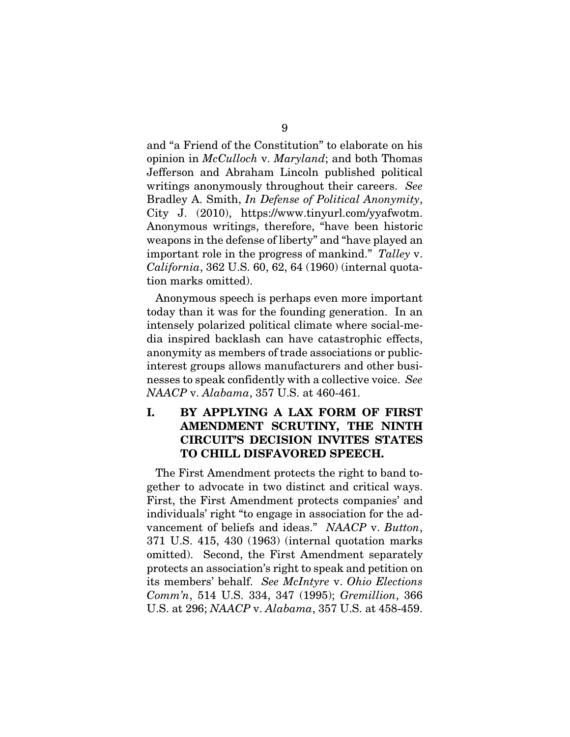and "a Friend of the Constitution" to elaborate on his opinion in *McCulloch* v. *Maryland*; and both Thomas Jefferson and Abraham Lincoln published political writings anonymously throughout their careers. *See* Bradley A. Smith, *In Defense of Political Anonymity*, City J. (2010), https://www.tinyurl.com/yyafwotm. Anonymous writings, therefore, "have been historic weapons in the defense of liberty" and "have played an important role in the progress of mankind." *Talley* v. *California*, 362 U.S. 60, 62, 64 (1960) (internal quotation marks omitted).

Anonymous speech is perhaps even more important today than it was for the founding generation. In an intensely polarized political climate where social-media inspired backlash can have catastrophic effects, anonymity as members of trade associations or public-interest groups allows manufacturers and other businesses to speak confidently with a collective voice. *See* *NAACP* v. *Alabama*, 357 U.S. at 460-461.

## I. BY APPLYING A LAX FORM OF FIRST AMENDMENT SCRUTINY, THE NINTH CIRCUIT'S DECISION INVITES STATES TO CHILL DISFAVORED SPEECH.

The First Amendment protects the right to band together to advocate in two distinct and critical ways. First, the First Amendment protects companies' and individuals' right "to engage in association for the advancement of beliefs and ideas." *NAACP* v. *Button*, 371 U.S. 415, 430 (1963) (internal quotation marks omitted). Second, the First Amendment separately protects an association's right to speak and petition on its members' behalf. *See McIntyre* v. *Ohio Elections Comm'n*, 514 U.S. 334, 347 (1995); *Gremillion*, 366 U.S. at 296; *NAACP* v. *Alabama*, 357 U.S. at 458-459.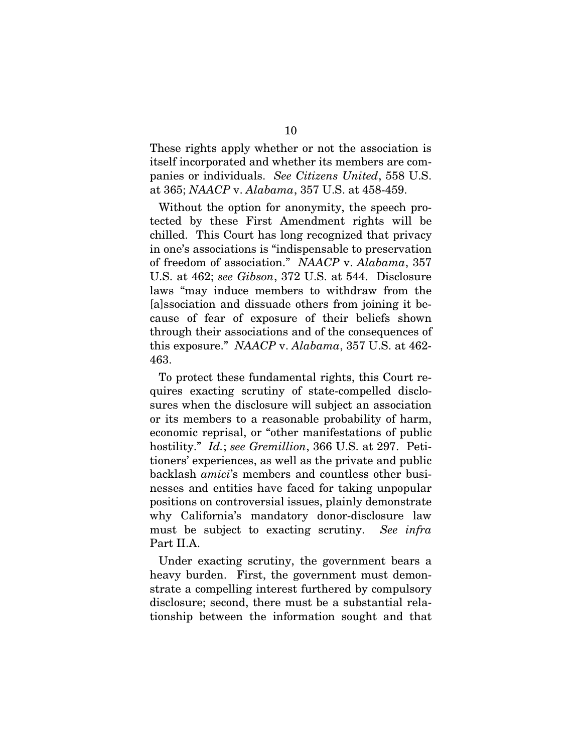These rights apply whether or not the association is itself incorporated and whether its members are companies or individuals. *See Citizens United*, 558 U.S. at 365; *NAACP* v. *Alabama*, 357 U.S. at 458-459.

Without the option for anonymity, the speech protected by these First Amendment rights will be chilled. This Court has long recognized that privacy in one's associations is "indispensable to preservation of freedom of association." *NAACP* v. *Alabama*, 357 U.S. at 462; *see Gibson*, 372 U.S. at 544. Disclosure laws "may induce members to withdraw from the [a]ssociation and dissuade others from joining it because of fear of exposure of their beliefs shown through their associations and of the consequences of this exposure." *NAACP* v. *Alabama*, 357 U.S. at 462-463.

To protect these fundamental rights, this Court requires exacting scrutiny of state-compelled disclosures when the disclosure will subject an association or its members to a reasonable probability of harm, economic reprisal, or "other manifestations of public hostility." *Id.*; *see Gremillion*, 366 U.S. at 297. Petitioners' experiences, as well as the private and public backlash *amici*'s members and countless other businesses and entities have faced for taking unpopular positions on controversial issues, plainly demonstrate why California's mandatory donor-disclosure law must be subject to exacting scrutiny. *See infra* Part II.A.

Under exacting scrutiny, the government bears a heavy burden. First, the government must demonstrate a compelling interest furthered by compulsory disclosure; second, there must be a substantial relationship between the information sought and that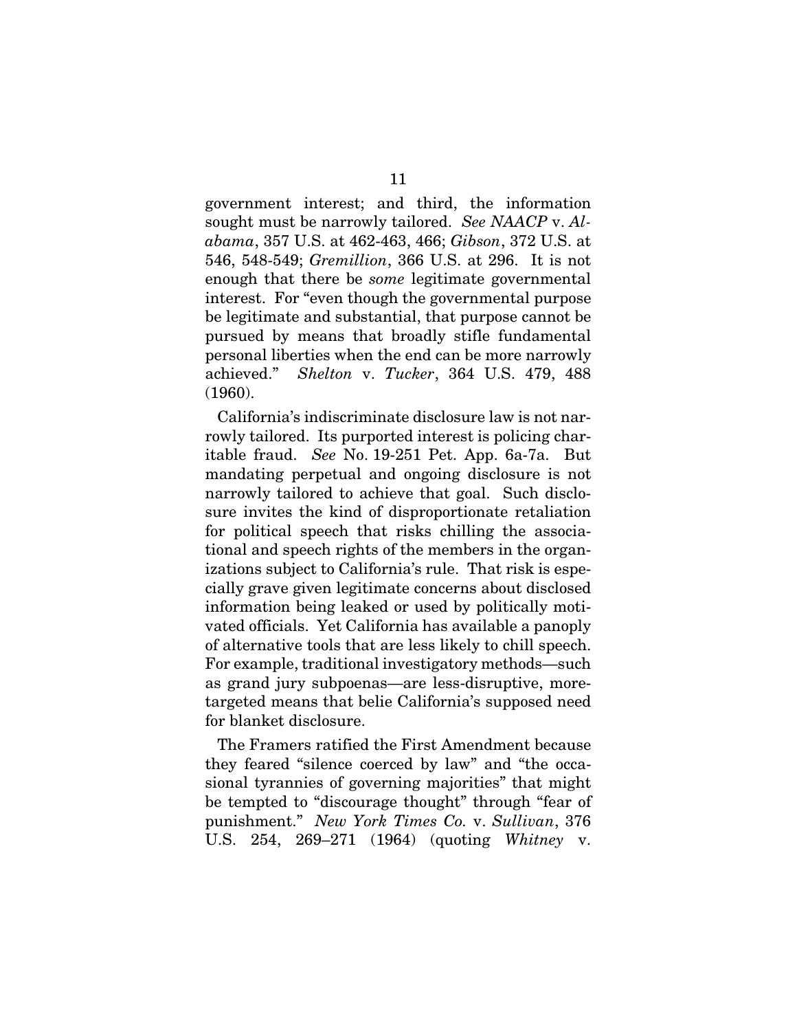government interest; and third, the information sought must be narrowly tailored. *See NAACP* v. *Alabama*, 357 U.S. at 462-463, 466; *Gibson*, 372 U.S. at 546, 548-549; *Gremillion*, 366 U.S. at 296. It is not enough that there be *some* legitimate governmental interest. For "even though the governmental purpose be legitimate and substantial, that purpose cannot be pursued by means that broadly stifle fundamental personal liberties when the end can be more narrowly achieved." *Shelton* v. *Tucker*, 364 U.S. 479, 488 (1960).

California's indiscriminate disclosure law is not narrowly tailored. Its purported interest is policing charitable fraud. *See* No. 19-251 Pet. App. 6a-7a. But mandating perpetual and ongoing disclosure is not narrowly tailored to achieve that goal. Such disclosure invites the kind of disproportionate retaliation for political speech that risks chilling the associational and speech rights of the members in the organizations subject to California's rule. That risk is especially grave given legitimate concerns about disclosed information being leaked or used by politically motivated officials. Yet California has available a panoply of alternative tools that are less likely to chill speech. For example, traditional investigatory methods—such as grand jury subpoenas—are less-disruptive, more-targeted means that belie California's supposed need for blanket disclosure.

The Framers ratified the First Amendment because they feared "silence coerced by law" and "the occasional tyrannies of governing majorities" that might be tempted to "discourage thought" through "fear of punishment." *New York Times Co.* v. *Sullivan*, 376 U.S. 254, 269–271 (1964) (quoting *Whitney* v.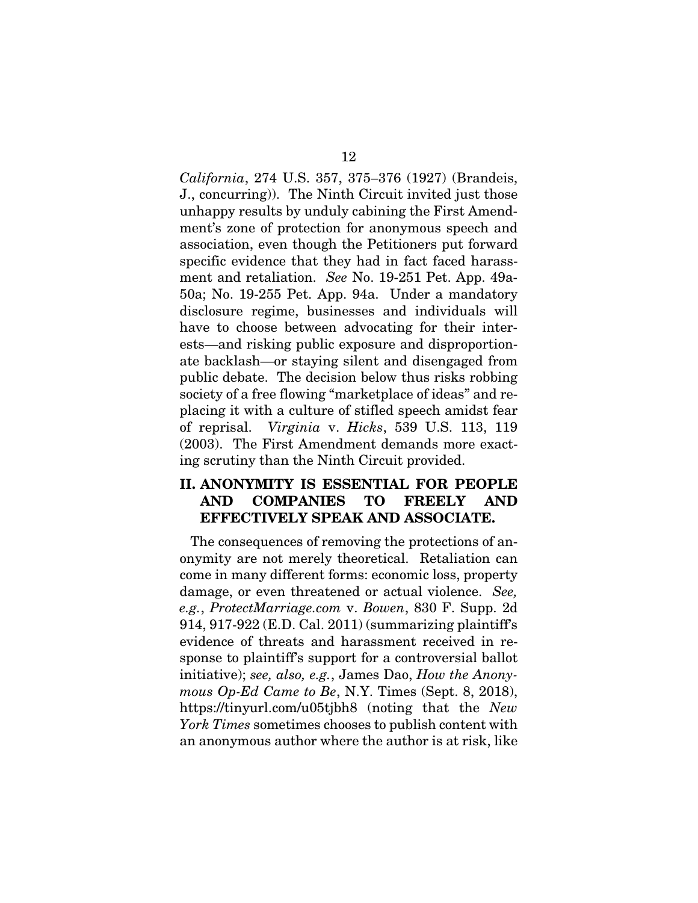*California*, 274 U.S. 357, 375–376 (1927) (Brandeis, J., concurring)). The Ninth Circuit invited just those unhappy results by unduly cabining the First Amendment's zone of protection for anonymous speech and association, even though the Petitioners put forward specific evidence that they had in fact faced harassment and retaliation. *See* No. 19-251 Pet. App. 49a-50a; No. 19-255 Pet. App. 94a. Under a mandatory disclosure regime, businesses and individuals will have to choose between advocating for their interests—and risking public exposure and disproportionate backlash—or staying silent and disengaged from public debate. The decision below thus risks robbing society of a free flowing "marketplace of ideas" and replacing it with a culture of stifled speech amidst fear of reprisal. *Virginia* v. *Hicks*, 539 U.S. 113, 119 (2003). The First Amendment demands more exacting scrutiny than the Ninth Circuit provided.

## II. ANONYMITY IS ESSENTIAL FOR PEOPLE AND COMPANIES TO FREELY AND EFFECTIVELY SPEAK AND ASSOCIATE.

The consequences of removing the protections of anonymity are not merely theoretical. Retaliation can come in many different forms: economic loss, property damage, or even threatened or actual violence. *See, e.g.*, *ProtectMarriage.com* v. *Bowen*, 830 F. Supp. 2d 914, 917-922 (E.D. Cal. 2011) (summarizing plaintiff's evidence of threats and harassment received in response to plaintiff's support for a controversial ballot initiative); *see, also, e.g.*, James Dao, *How the Anonymous Op-Ed Came to Be*, N.Y. Times (Sept. 8, 2018), https://tinyurl.com/u05tjbh8 (noting that the *New York Times* sometimes chooses to publish content with an anonymous author where the author is at risk, like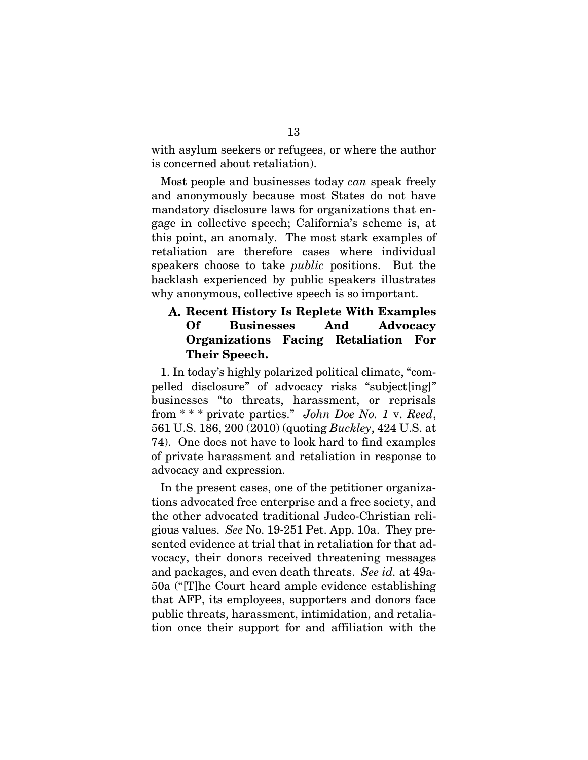with asylum seekers or refugees, or where the author is concerned about retaliation).

Most people and businesses today *can* speak freely and anonymously because most States do not have mandatory disclosure laws for organizations that engage in collective speech; California's scheme is, at this point, an anomaly. The most stark examples of retaliation are therefore cases where individual speakers choose to take *public* positions. But the backlash experienced by public speakers illustrates why anonymous, collective speech is so important.

### A. Recent History Is Replete With Examples Of Businesses And Advocacy Organizations Facing Retaliation For Their Speech.

1. In today's highly polarized political climate, "compelled disclosure" of advocacy risks "subject[ing]" businesses "to threats, harassment, or reprisals from * * * private parties." *John Doe No. 1* v. *Reed*, 561 U.S. 186, 200 (2010) (quoting *Buckley*, 424 U.S. at 74). One does not have to look hard to find examples of private harassment and retaliation in response to advocacy and expression.

In the present cases, one of the petitioner organizations advocated free enterprise and a free society, and the other advocated traditional Judeo-Christian religious values. *See* No. 19-251 Pet. App. 10a. They presented evidence at trial that in retaliation for that advocacy, their donors received threatening messages and packages, and even death threats. *See id.* at 49a-50a ("[T]he Court heard ample evidence establishing that AFP, its employees, supporters and donors face public threats, harassment, intimidation, and retaliation once their support for and affiliation with the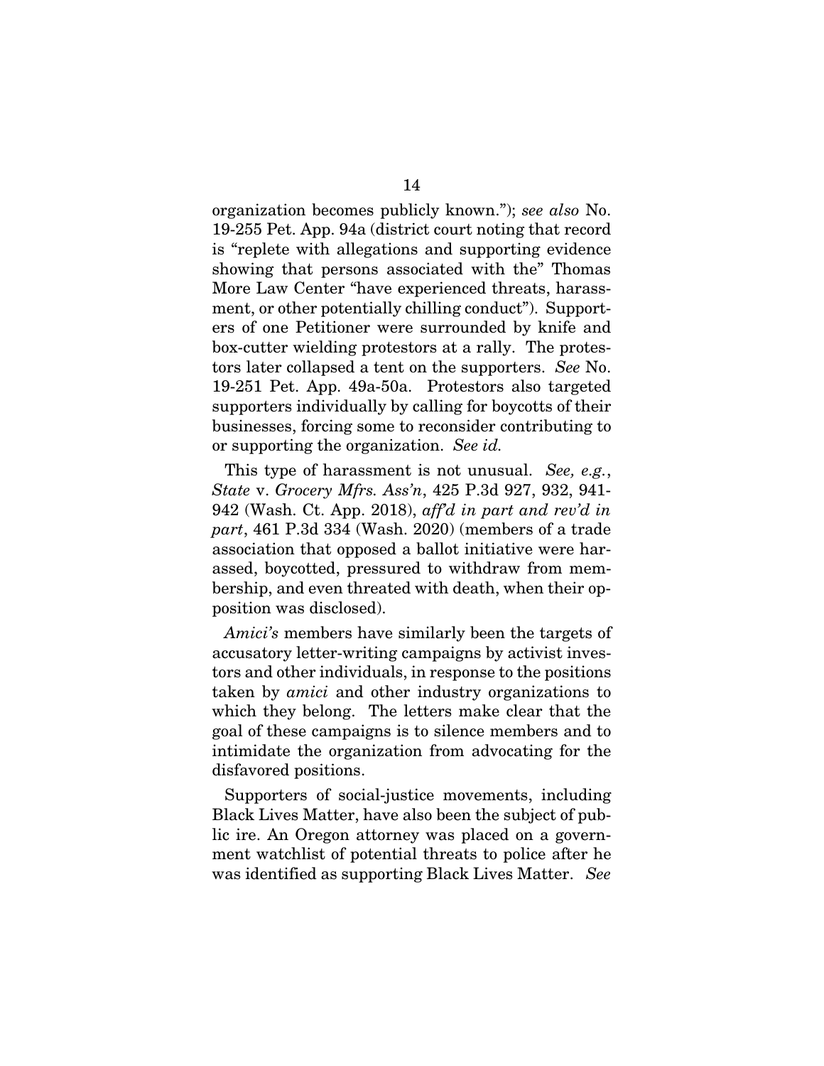organization becomes publicly known."); *see also* No. 19-255 Pet. App. 94a (district court noting that record is "replete with allegations and supporting evidence showing that persons associated with the" Thomas More Law Center "have experienced threats, harassment, or other potentially chilling conduct"). Supporters of one Petitioner were surrounded by knife and box-cutter wielding protestors at a rally. The protestors later collapsed a tent on the supporters. *See* No. 19-251 Pet. App. 49a-50a. Protestors also targeted supporters individually by calling for boycotts of their businesses, forcing some to reconsider contributing to or supporting the organization. *See id.*

This type of harassment is not unusual. *See, e.g.*, *State* v. *Grocery Mfrs. Ass'n*, 425 P.3d 927, 932, 941-942 (Wash. Ct. App. 2018), *aff'd in part and rev'd in part*, 461 P.3d 334 (Wash. 2020) (members of a trade association that opposed a ballot initiative were harassed, boycotted, pressured to withdraw from membership, and even threatened with death, when their opposition was disclosed).

*Amici's* members have similarly been the targets of accusatory letter-writing campaigns by activist investors and other individuals, in response to the positions taken by *amici* and other industry organizations to which they belong. The letters make clear that the goal of these campaigns is to silence members and to intimidate the organization from advocating for the disfavored positions.

Supporters of social-justice movements, including Black Lives Matter, have also been the subject of public ire. An Oregon attorney was placed on a government watchlist of potential threats to police after he was identified as supporting Black Lives Matter. *See*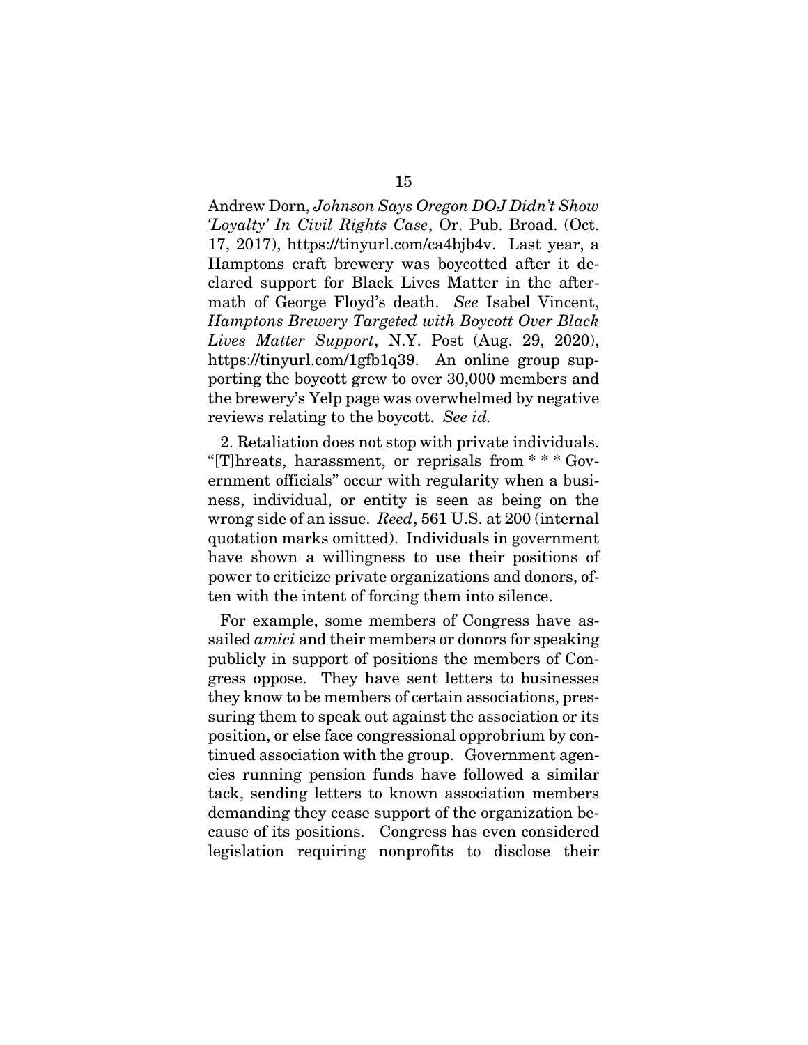Andrew Dorn, *Johnson Says Oregon DOJ Didn't Show 'Loyalty' In Civil Rights Case*, Or. Pub. Broad. (Oct. 17, 2017), https://tinyurl.com/ca4bjb4v. Last year, a Hamptons craft brewery was boycotted after it declared support for Black Lives Matter in the aftermath of George Floyd's death. *See* Isabel Vincent, *Hamptons Brewery Targeted with Boycott Over Black Lives Matter Support*, N.Y. Post (Aug. 29, 2020), https://tinyurl.com/1gfb1q39. An online group supporting the boycott grew to over 30,000 members and the brewery's Yelp page was overwhelmed by negative reviews relating to the boycott. *See id.*

2. Retaliation does not stop with private individuals. "[T]hreats, harassment, or reprisals from * * * Government officials" occur with regularity when a business, individual, or entity is seen as being on the wrong side of an issue. *Reed*, 561 U.S. at 200 (internal quotation marks omitted). Individuals in government have shown a willingness to use their positions of power to criticize private organizations and donors, often with the intent of forcing them into silence.

For example, some members of Congress have assailed *amici* and their members or donors for speaking publicly in support of positions the members of Congress oppose. They have sent letters to businesses they know to be members of certain associations, pressuring them to speak out against the association or its position, or else face congressional opprobrium by continued association with the group. Government agencies running pension funds have followed a similar tack, sending letters to known association members demanding they cease support of the organization because of its positions. Congress has even considered legislation requiring nonprofits to disclose their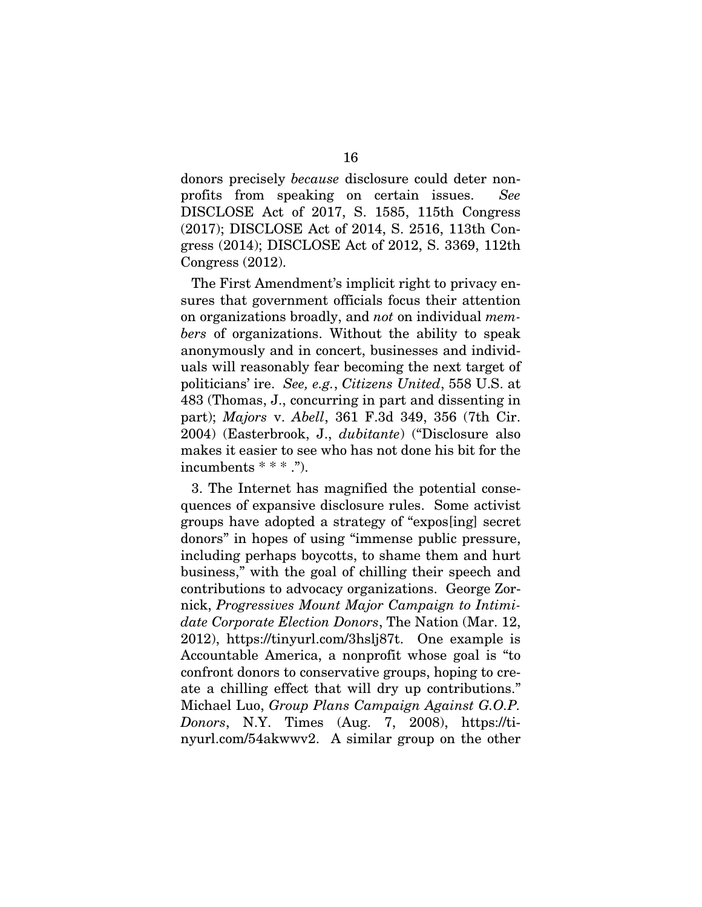donors precisely *because* disclosure could deter nonprofits from speaking on certain issues. *See* DISCLOSE Act of 2017, S. 1585, 115th Congress (2017); DISCLOSE Act of 2014, S. 2516, 113th Congress (2014); DISCLOSE Act of 2012, S. 3369, 112th Congress (2012).

The First Amendment's implicit right to privacy ensures that government officials focus their attention on organizations broadly, and *not* on individual *members* of organizations. Without the ability to speak anonymously and in concert, businesses and individuals will reasonably fear becoming the next target of politicians' ire. *See, e.g.*, *Citizens United*, 558 U.S. at 483 (Thomas, J., concurring in part and dissenting in part); *Majors* v. *Abell*, 361 F.3d 349, 356 (7th Cir. 2004) (Easterbrook, J., *dubitante*) ("Disclosure also makes it easier to see who has not done his bit for the incumbents * * * .").

3. The Internet has magnified the potential consequences of expansive disclosure rules. Some activist groups have adopted a strategy of "expos[ing] secret donors" in hopes of using "immense public pressure, including perhaps boycotts, to shame them and hurt business," with the goal of chilling their speech and contributions to advocacy organizations. George Zornick, *Progressives Mount Major Campaign to Intimidate Corporate Election Donors*, The Nation (Mar. 12, 2012), https://tinyurl.com/3hslj87t. One example is Accountable America, a nonprofit whose goal is "to confront donors to conservative groups, hoping to create a chilling effect that will dry up contributions." Michael Luo, *Group Plans Campaign Against G.O.P. Donors*, N.Y. Times (Aug. 7, 2008), https://tinyurl.com/54akwwv2. A similar group on the other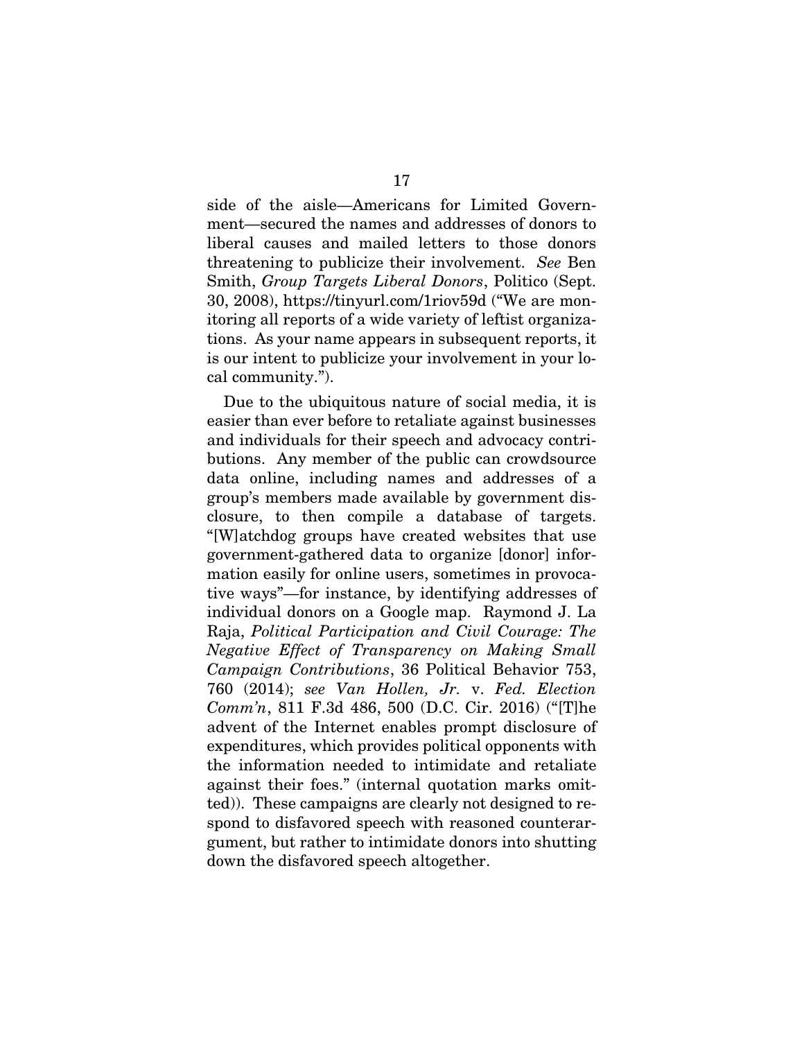side of the aisle—Americans for Limited Government—secured the names and addresses of donors to liberal causes and mailed letters to those donors threatening to publicize their involvement. *See* Ben Smith, *Group Targets Liberal Donors*, Politico (Sept. 30, 2008), https://tinyurl.com/1riov59d ("We are monitoring all reports of a wide variety of leftist organizations. As your name appears in subsequent reports, it is our intent to publicize your involvement in your local community.").

Due to the ubiquitous nature of social media, it is easier than ever before to retaliate against businesses and individuals for their speech and advocacy contributions. Any member of the public can crowdsource data online, including names and addresses of a group's members made available by government disclosure, to then compile a database of targets. "[W]atchdog groups have created websites that use government-gathered data to organize [donor] information easily for online users, sometimes in provocative ways"—for instance, by identifying addresses of individual donors on a Google map. Raymond J. La Raja, *Political Participation and Civil Courage: The Negative Effect of Transparency on Making Small Campaign Contributions*, 36 Political Behavior 753, 760 (2014); *see Van Hollen, Jr.* v. *Fed. Election Comm'n*, 811 F.3d 486, 500 (D.C. Cir. 2016) ("[T]he advent of the Internet enables prompt disclosure of expenditures, which provides political opponents with the information needed to intimidate and retaliate against their foes." (internal quotation marks omitted)). These campaigns are clearly not designed to respond to disfavored speech with reasoned counterargument, but rather to intimidate donors into shutting down the disfavored speech altogether.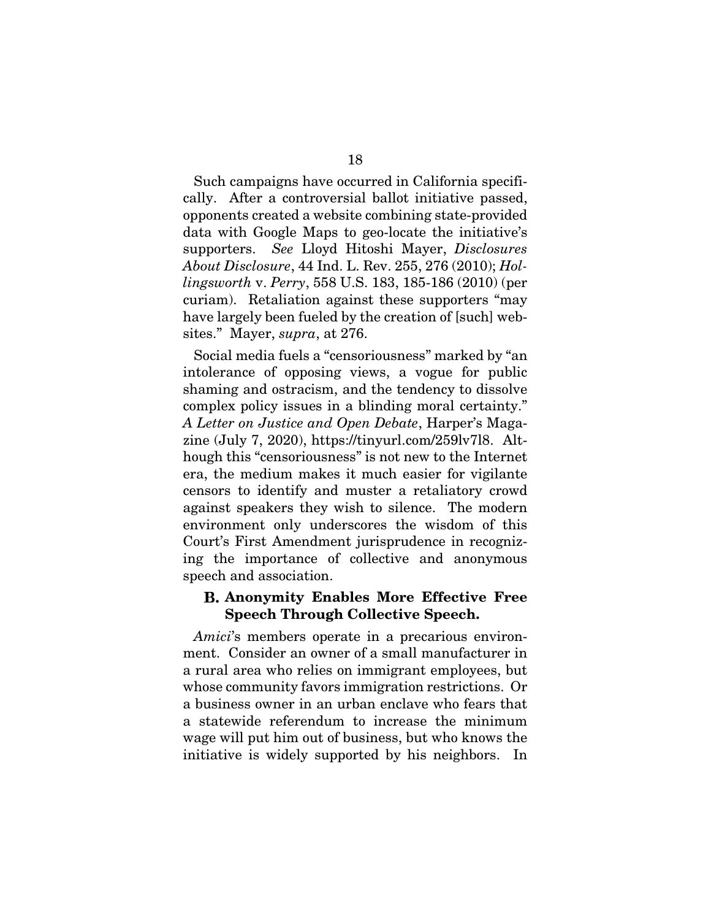Such campaigns have occurred in California specifically. After a controversial ballot initiative passed, opponents created a website combining state-provided data with Google Maps to geo-locate the initiative's supporters. *See* Lloyd Hitoshi Mayer, *Disclosures About Disclosure*, 44 Ind. L. Rev. 255, 276 (2010); *Hollingsworth* v. *Perry*, 558 U.S. 183, 185-186 (2010) (per curiam). Retaliation against these supporters "may have largely been fueled by the creation of [such] websites." Mayer, *supra*, at 276.

Social media fuels a "censoriousness" marked by "an intolerance of opposing views, a vogue for public shaming and ostracism, and the tendency to dissolve complex policy issues in a blinding moral certainty." *A Letter on Justice and Open Debate*, Harper's Magazine (July 7, 2020), https://tinyurl.com/259lv7l8. Although this "censoriousness" is not new to the Internet era, the medium makes it much easier for vigilante censors to identify and muster a retaliatory crowd against speakers they wish to silence. The modern environment only underscores the wisdom of this Court's First Amendment jurisprudence in recognizing the importance of collective and anonymous speech and association.

### B. Anonymity Enables More Effective Free Speech Through Collective Speech.

*Amici*'s members operate in a precarious environment. Consider an owner of a small manufacturer in a rural area who relies on immigrant employees, but whose community favors immigration restrictions. Or a business owner in an urban enclave who fears that a statewide referendum to increase the minimum wage will put him out of business, but who knows the initiative is widely supported by his neighbors. In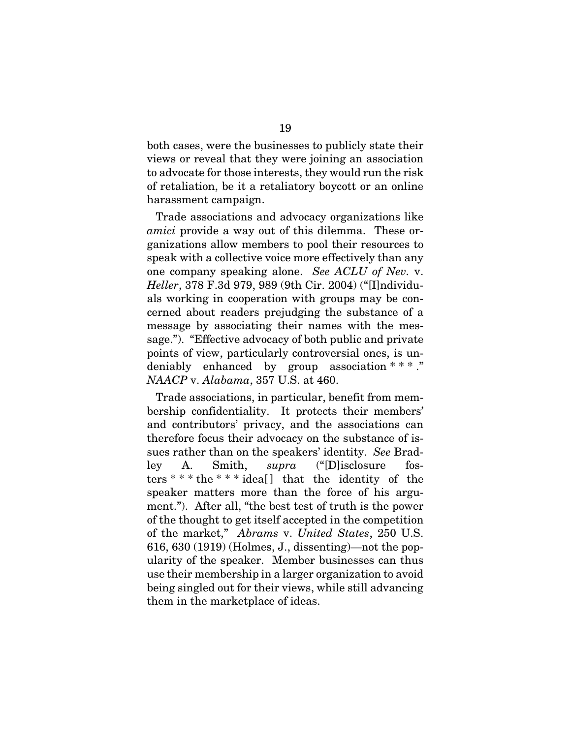both cases, were the businesses to publicly state their views or reveal that they were joining an association to advocate for those interests, they would run the risk of retaliation, be it a retaliatory boycott or an online harassment campaign.

Trade associations and advocacy organizations like *amici* provide a way out of this dilemma. These organizations allow members to pool their resources to speak with a collective voice more effectively than any one company speaking alone. *See ACLU of Nev.* v. *Heller*, 378 F.3d 979, 989 (9th Cir. 2004) ("[I]ndividuals working in cooperation with groups may be concerned about readers prejudging the substance of a message by associating their names with the message."). "Effective advocacy of both public and private points of view, particularly controversial ones, is undeniably enhanced by group association * * * ." *NAACP* v. *Alabama*, 357 U.S. at 460.

Trade associations, in particular, benefit from membership confidentiality. It protects their members' and contributors' privacy, and the associations can therefore focus their advocacy on the substance of issues rather than on the speakers' identity. *See* Bradley A. Smith, *supra* ("[D]isclosure fosters * * * the * * * idea[] that the identity of the speaker matters more than the force of his argument."). After all, "the best test of truth is the power of the thought to get itself accepted in the competition of the market," *Abrams* v. *United States*, 250 U.S. 616, 630 (1919) (Holmes, J., dissenting)—not the popularity of the speaker. Member businesses can thus use their membership in a larger organization to avoid being singled out for their views, while still advancing them in the marketplace of ideas.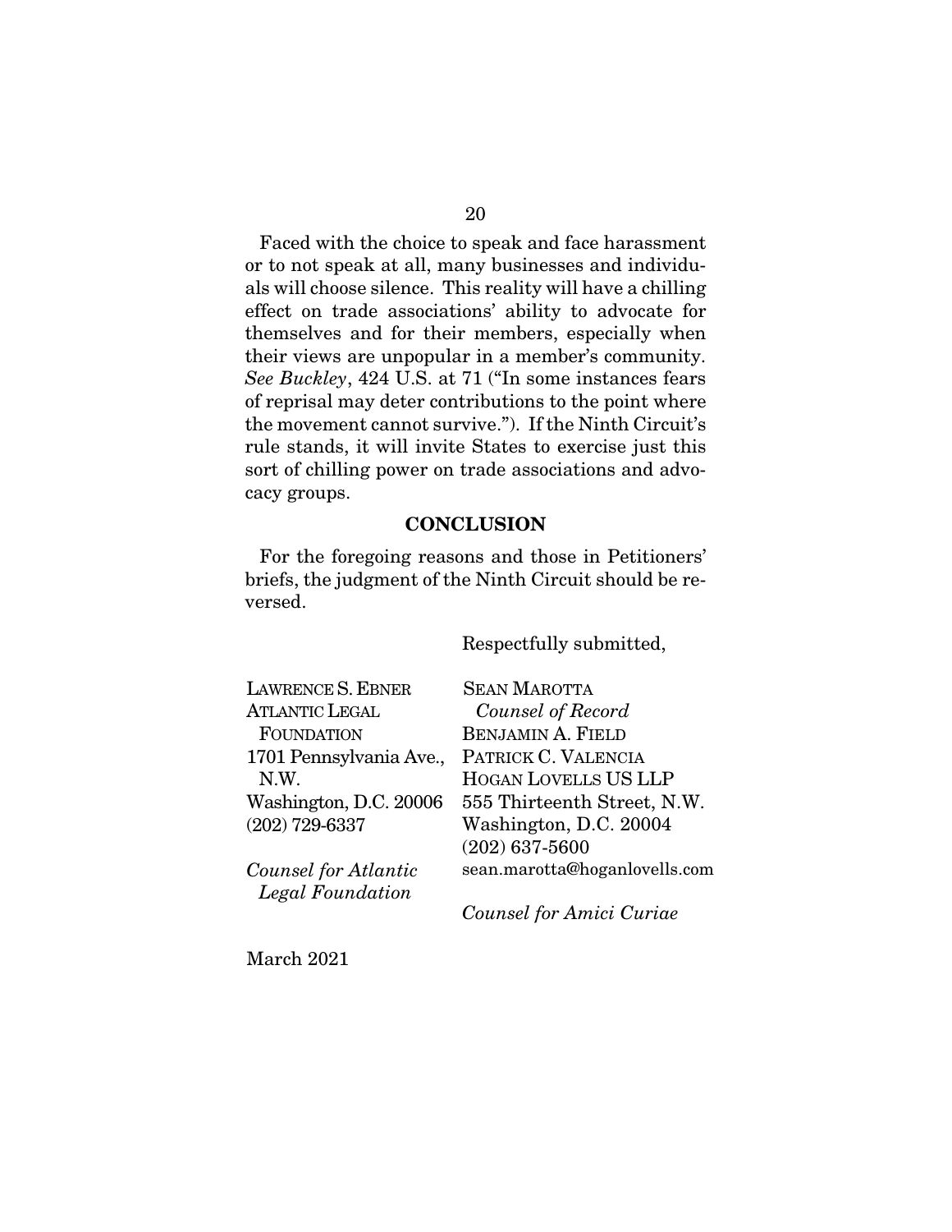Faced with the choice to speak and face harassment or to not speak at all, many businesses and individuals will choose silence. This reality will have a chilling effect on trade associations' ability to advocate for themselves and for their members, especially when their views are unpopular in a member's community. *See Buckley*, 424 U.S. at 71 ("In some instances fears of reprisal may deter contributions to the point where the movement cannot survive."). If the Ninth Circuit's rule stands, it will invite States to exercise just this sort of chilling power on trade associations and advocacy groups.

## CONCLUSION

For the foregoing reasons and those in Petitioners' briefs, the judgment of the Ninth Circuit should be reversed.

Respectfully submitted,

LAWRENCE S. EBNER
ATLANTIC LEGAL FOUNDATION
1701 Pennsylvania Ave., N.W.
Washington, D.C. 20006
(202) 729-6337

*Counsel for Atlantic Legal Foundation*

SEAN MAROTTA
*Counsel of Record*
BENJAMIN A. FIELD
PATRICK C. VALENCIA
HOGAN LOVELLS US LLP
555 Thirteenth Street, N.W.
Washington, D.C. 20004
(202) 637-5600
sean.marotta@hoganlovells.com

*Counsel for Amici Curiae*

March 2021